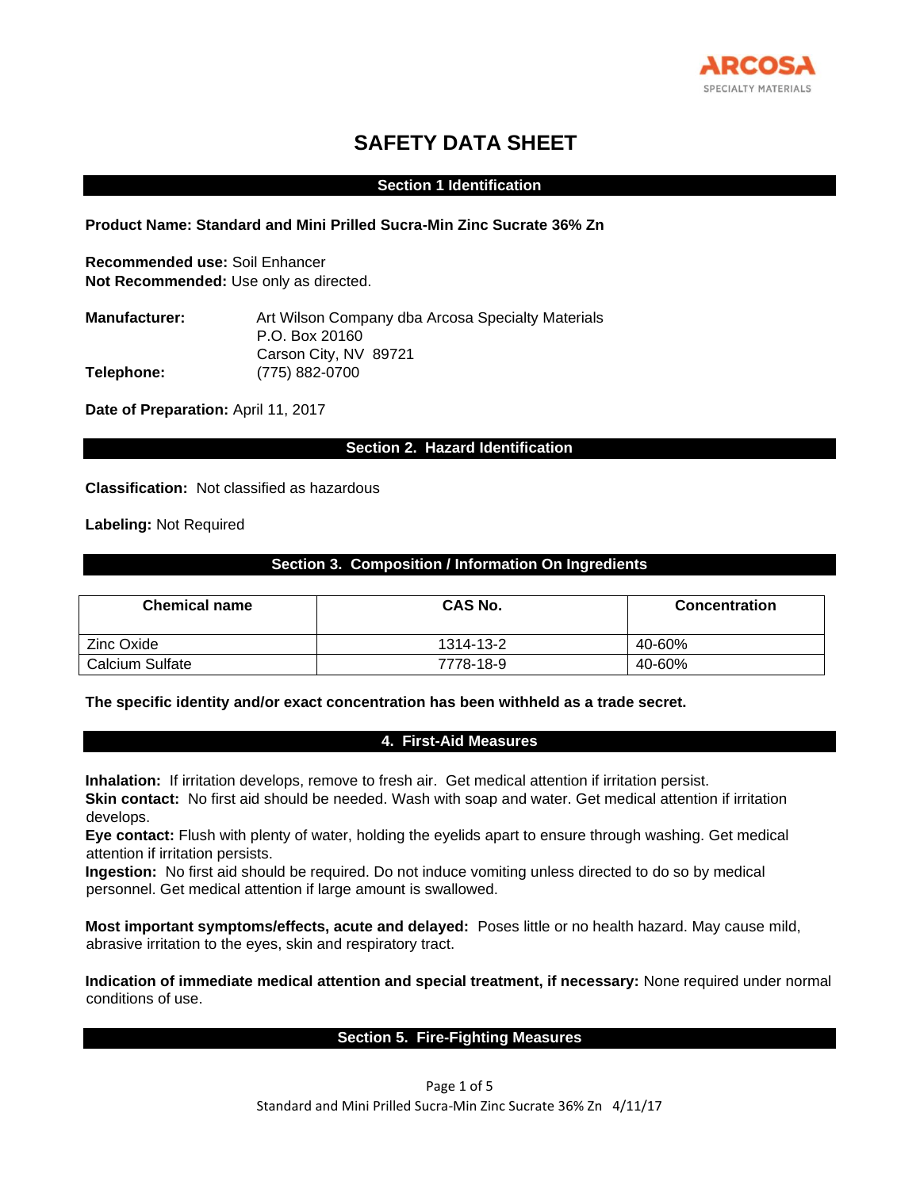ARCOSA
SPECIALTY MATERIALS

# SAFETY DATA SHEET

## Section 1 Identification

**Product Name: Standard and Mini Prilled Sucra-Min Zinc Sucrate 36% Zn**

**Recommended use:** Soil Enhancer
**Not Recommended:** Use only as directed.

**Manufacturer:** Art Wilson Company dba Arcosa Specialty Materials
P.O. Box 20160
Carson City, NV 89721
**Telephone:** (775) 882-0700

**Date of Preparation:** April 11, 2017

## Section 2. Hazard Identification

**Classification:** Not classified as hazardous

**Labeling:** Not Required

## Section 3. Composition / Information On Ingredients

| Chemical name | CAS No. | Concentration |
|---|---|---|
| Zinc Oxide | 1314-13-2 | 40-60% |
| Calcium Sulfate | 7778-18-9 | 40-60% |

**The specific identity and/or exact concentration has been withheld as a trade secret.**

## 4. First-Aid Measures

**Inhalation:** If irritation develops, remove to fresh air. Get medical attention if irritation persist.
**Skin contact:** No first aid should be needed. Wash with soap and water. Get medical attention if irritation develops.
**Eye contact:** Flush with plenty of water, holding the eyelids apart to ensure through washing. Get medical attention if irritation persists.
**Ingestion:** No first aid should be required. Do not induce vomiting unless directed to do so by medical personnel. Get medical attention if large amount is swallowed.

**Most important symptoms/effects, acute and delayed:** Poses little or no health hazard. May cause mild, abrasive irritation to the eyes, skin and respiratory tract.

**Indication of immediate medical attention and special treatment, if necessary:** None required under normal conditions of use.

## Section 5. Fire-Fighting Measures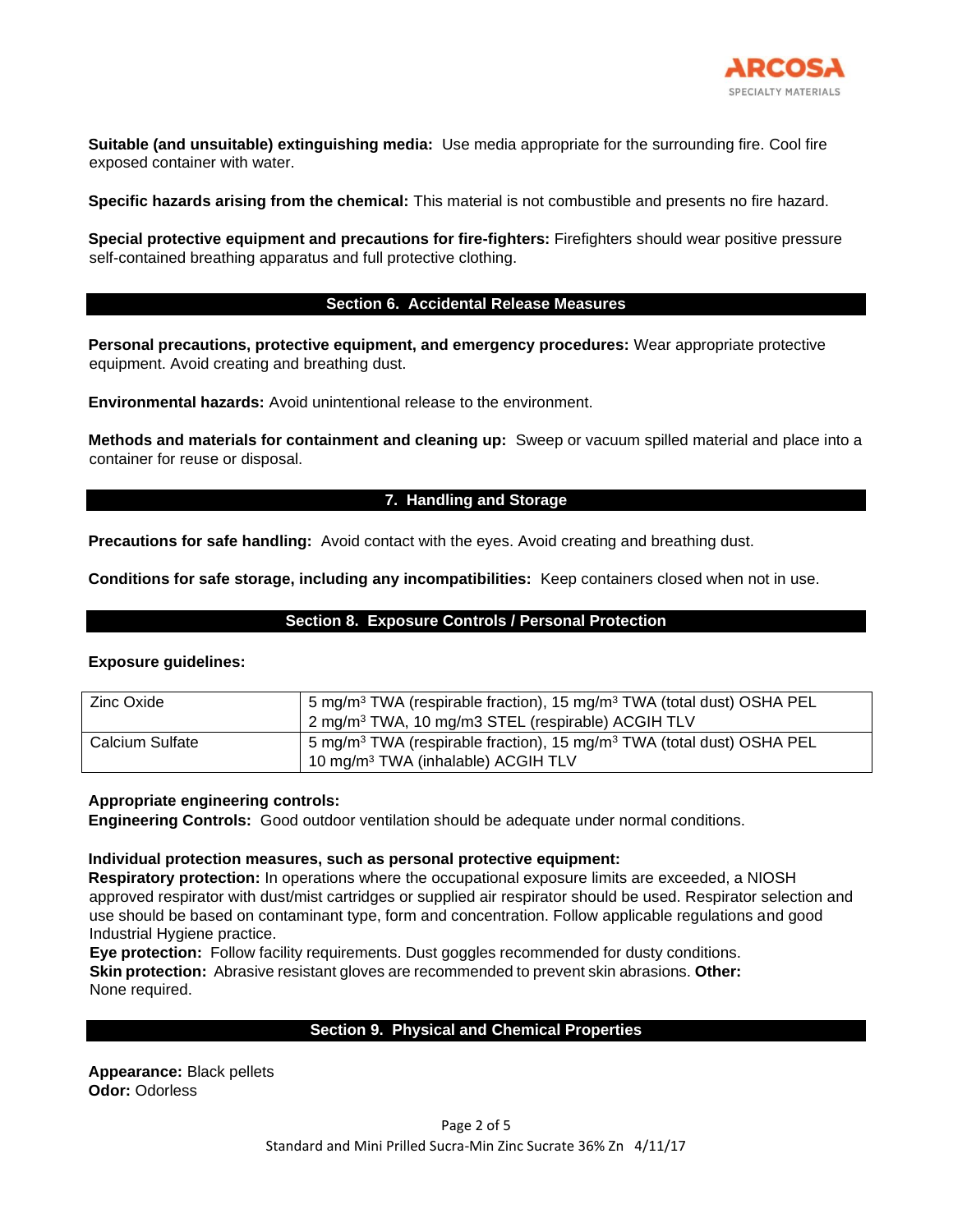**Suitable (and unsuitable) extinguishing media:** Use media appropriate for the surrounding fire. Cool fire exposed container with water.

**Specific hazards arising from the chemical:** This material is not combustible and presents no fire hazard.

**Special protective equipment and precautions for fire-fighters:** Firefighters should wear positive pressure self-contained breathing apparatus and full protective clothing.

## Section 6. Accidental Release Measures

**Personal precautions, protective equipment, and emergency procedures:** Wear appropriate protective equipment. Avoid creating and breathing dust.

**Environmental hazards:** Avoid unintentional release to the environment.

**Methods and materials for containment and cleaning up:** Sweep or vacuum spilled material and place into a container for reuse or disposal.

## 7. Handling and Storage

**Precautions for safe handling:** Avoid contact with the eyes. Avoid creating and breathing dust.

**Conditions for safe storage, including any incompatibilities:** Keep containers closed when not in use.

## Section 8. Exposure Controls / Personal Protection

**Exposure guidelines:**

| | |
|---|---|
| Zinc Oxide | 5 mg/m$^3$ TWA (respirable fraction), 15 mg/m$^3$ TWA (total dust) OSHA PEL<br>2 mg/m$^3$ TWA, 10 mg/m3 STEL (respirable) ACGIH TLV |
| Calcium Sulfate | 5 mg/m$^3$ TWA (respirable fraction), 15 mg/m$^3$ TWA (total dust) OSHA PEL<br>10 mg/m$^3$ TWA (inhalable) ACGIH TLV |

**Appropriate engineering controls:**
**Engineering Controls:** Good outdoor ventilation should be adequate under normal conditions.

**Individual protection measures, such as personal protective equipment:**
**Respiratory protection:** In operations where the occupational exposure limits are exceeded, a NIOSH approved respirator with dust/mist cartridges or supplied air respirator should be used. Respirator selection and use should be based on contaminant type, form and concentration. Follow applicable regulations and good Industrial Hygiene practice.
**Eye protection:** Follow facility requirements. Dust goggles recommended for dusty conditions.
**Skin protection:** Abrasive resistant gloves are recommended to prevent skin abrasions. **Other:** None required.

## Section 9. Physical and Chemical Properties

**Appearance:** Black pellets
**Odor:** Odorless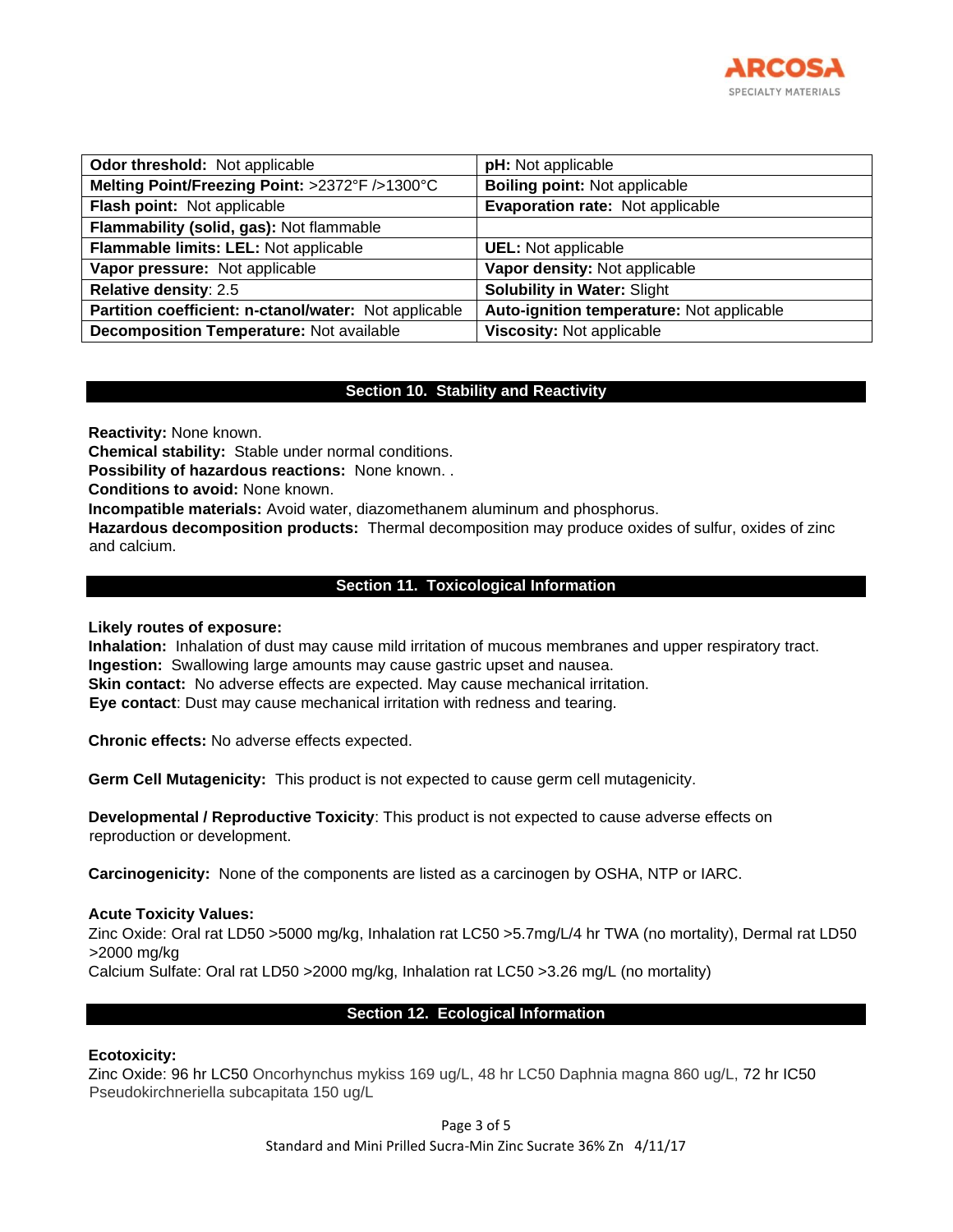| Odor threshold: Not applicable | pH: Not applicable |
|---|---|
| Melting Point/Freezing Point: >2372°F />1300°C | Boiling point: Not applicable |
| Flash point: Not applicable | Evaporation rate: Not applicable |
| Flammability (solid, gas): Not flammable | |
| Flammable limits: LEL: Not applicable | UEL: Not applicable |
| Vapor pressure: Not applicable | Vapor density: Not applicable |
| Relative density: 2.5 | Solubility in Water: Slight |
| Partition coefficient: n-ctanol/water: Not applicable | Auto-ignition temperature: Not applicable |
| Decomposition Temperature: Not available | Viscosity: Not applicable |

## Section 10. Stability and Reactivity

**Reactivity:** None known.
**Chemical stability:** Stable under normal conditions.
**Possibility of hazardous reactions:** None known. .
**Conditions to avoid:** None known.
**Incompatible materials:** Avoid water, diazomethanem aluminum and phosphorus.
**Hazardous decomposition products:** Thermal decomposition may produce oxides of sulfur, oxides of zinc and calcium.

## Section 11. Toxicological Information

**Likely routes of exposure:**
**Inhalation:** Inhalation of dust may cause mild irritation of mucous membranes and upper respiratory tract.
**Ingestion:** Swallowing large amounts may cause gastric upset and nausea.
**Skin contact:** No adverse effects are expected. May cause mechanical irritation.
**Eye contact**: Dust may cause mechanical irritation with redness and tearing.

**Chronic effects:** No adverse effects expected.

**Germ Cell Mutagenicity:** This product is not expected to cause germ cell mutagenicity.

**Developmental / Reproductive Toxicity**: This product is not expected to cause adverse effects on reproduction or development.

**Carcinogenicity:** None of the components are listed as a carcinogen by OSHA, NTP or IARC.

**Acute Toxicity Values:**
Zinc Oxide: Oral rat LD50 >5000 mg/kg, Inhalation rat LC50 >5.7mg/L/4 hr TWA (no mortality), Dermal rat LD50 >2000 mg/kg
Calcium Sulfate: Oral rat LD50 >2000 mg/kg, Inhalation rat LC50 >3.26 mg/L (no mortality)

## Section 12. Ecological Information

**Ecotoxicity:**
Zinc Oxide: 96 hr LC50 Oncorhynchus mykiss 169 ug/L, 48 hr LC50 Daphnia magna 860 ug/L, 72 hr IC50 Pseudokirchneriella subcapitata 150 ug/L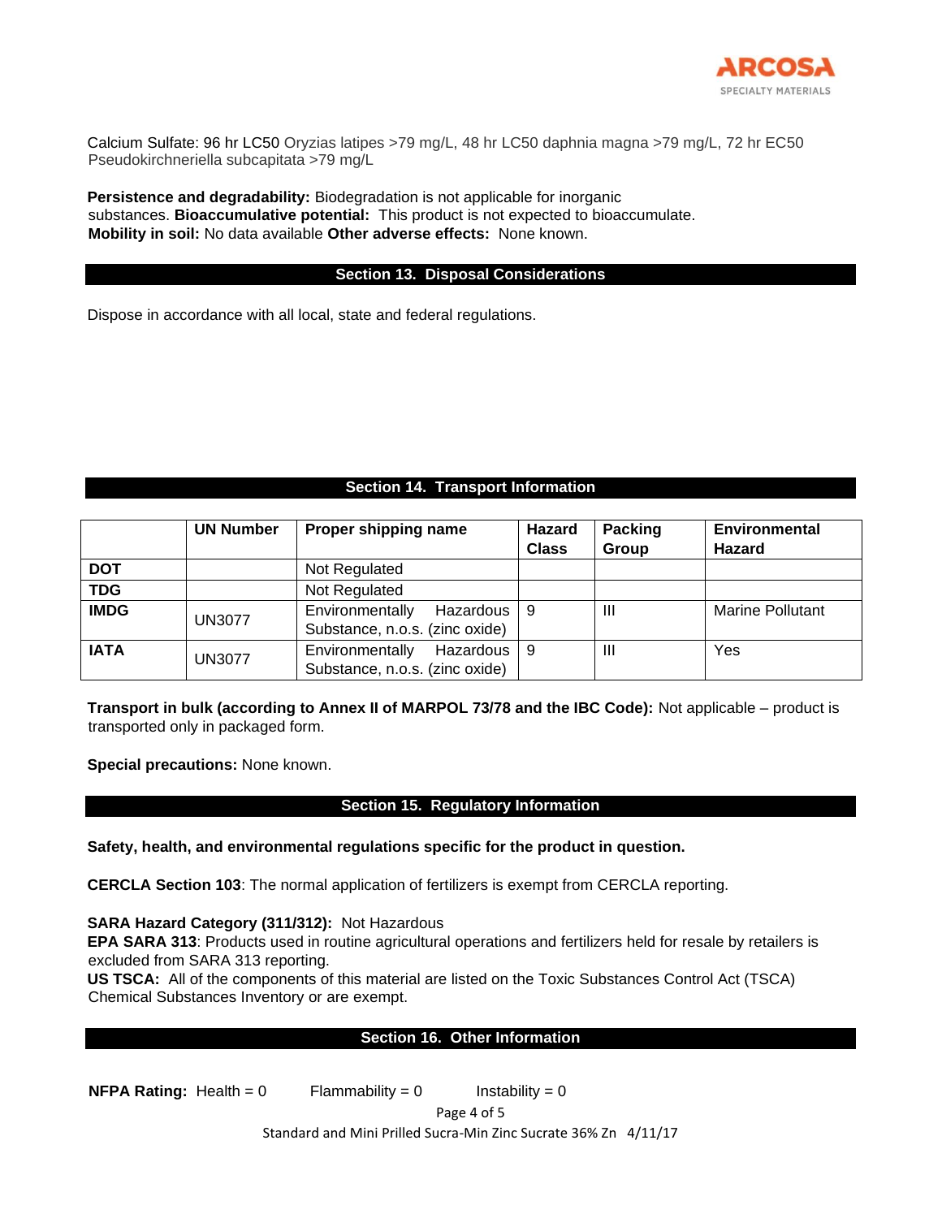Calcium Sulfate: 96 hr LC50 Oryzias latipes >79 mg/L, 48 hr LC50 daphnia magna >79 mg/L, 72 hr EC50 Pseudokirchneriella subcapitata >79 mg/L

**Persistence and degradability:** Biodegradation is not applicable for inorganic substances. **Bioaccumulative potential:** This product is not expected to bioaccumulate. **Mobility in soil:** No data available **Other adverse effects:** None known.

## Section 13. Disposal Considerations

Dispose in accordance with all local, state and federal regulations.

## Section 14. Transport Information

| | UN Number | Proper shipping name | Hazard Class | Packing Group | Environmental Hazard |
|---|---|---|---|---|---|
| **DOT** | | Not Regulated | | | |
| **TDG** | | Not Regulated | | | |
| **IMDG** | UN3077 | Environmentally Hazardous Substance, n.o.s. (zinc oxide) | 9 | III | Marine Pollutant |
| **IATA** | UN3077 | Environmentally Hazardous Substance, n.o.s. (zinc oxide) | 9 | III | Yes |

**Transport in bulk (according to Annex II of MARPOL 73/78 and the IBC Code):** Not applicable – product is transported only in packaged form.

**Special precautions:** None known.

## Section 15. Regulatory Information

**Safety, health, and environmental regulations specific for the product in question.**

**CERCLA Section 103**: The normal application of fertilizers is exempt from CERCLA reporting.

**SARA Hazard Category (311/312):** Not Hazardous
**EPA SARA 313**: Products used in routine agricultural operations and fertilizers held for resale by retailers is excluded from SARA 313 reporting.
**US TSCA:** All of the components of this material are listed on the Toxic Substances Control Act (TSCA) Chemical Substances Inventory or are exempt.

## Section 16. Other Information

**NFPA Rating:** Health = 0 Flammability = 0 Instability = 0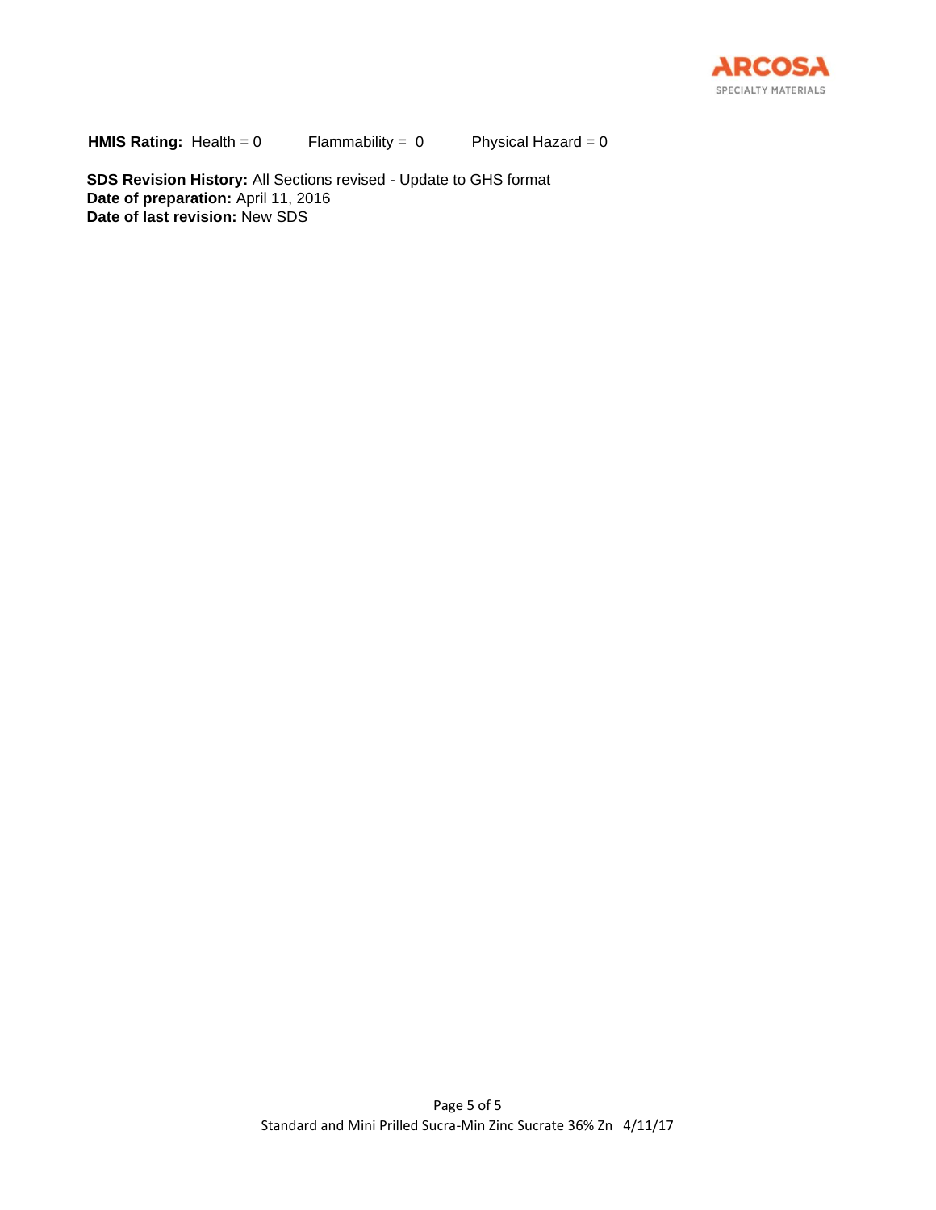**HMIS Rating:** Health = 0 Flammability = 0 Physical Hazard = 0

**SDS Revision History:** All Sections revised - Update to GHS format
**Date of preparation:** April 11, 2016
**Date of last revision:** New SDS